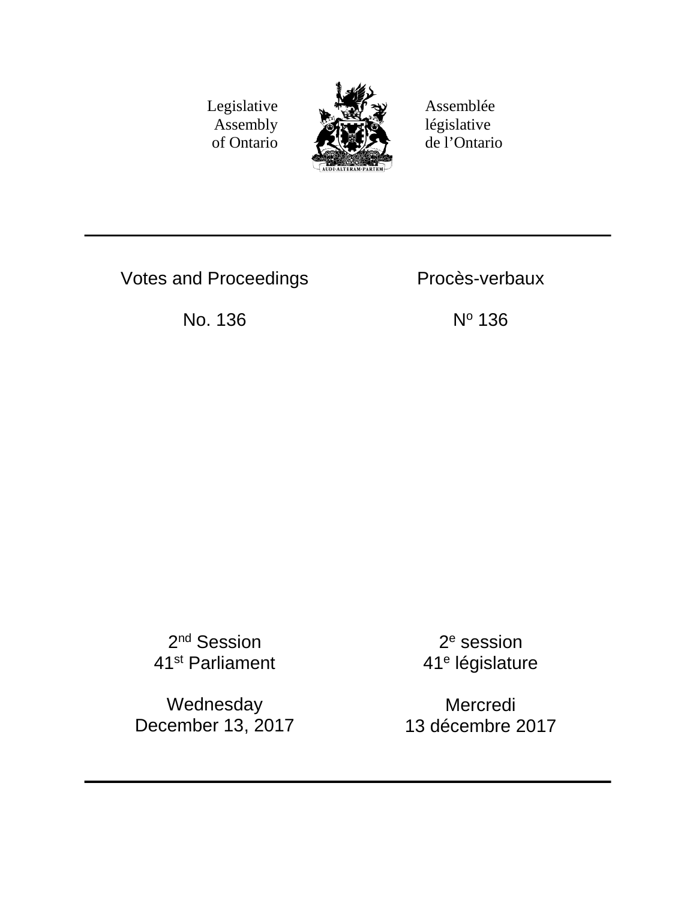Legislative Assembly of Ontario

Assemblée législative de l’Ontario

AUDI·ALTERAM·PARTEM

# Votes and Proceedings

# Procès-verbaux

No. 136

N$^{o}$ 136

2nd Session
41st Parliament

2e session
41e législature

Wednesday
December 13, 2017

Mercredi
13 décembre 2017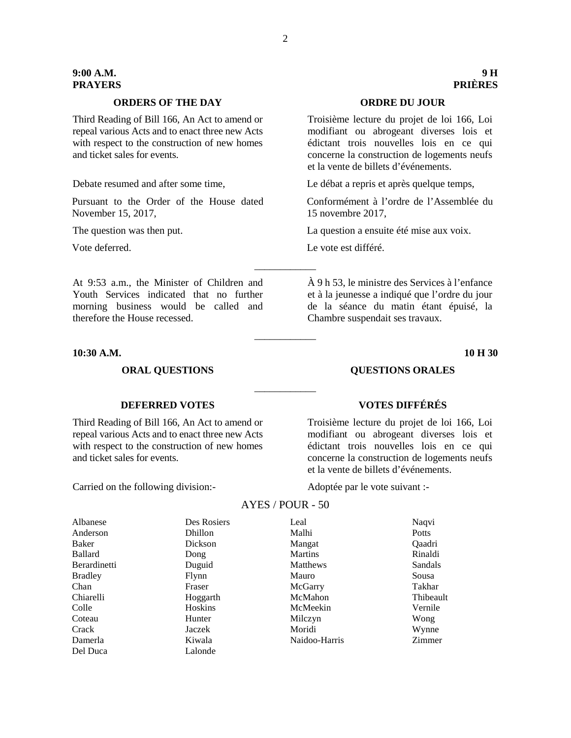**9:00 A.M.**
**PRAYERS**

**9 H**
**PRIÈRES**

### ORDERS OF THE DAY

Third Reading of Bill 166, An Act to amend or repeal various Acts and to enact three new Acts with respect to the construction of new homes and ticket sales for events.

Debate resumed and after some time,

Pursuant to the Order of the House dated November 15, 2017,

The question was then put.

Vote deferred.

### ORDRE DU JOUR

Troisième lecture du projet de loi 166, Loi modifiant ou abrogeant diverses lois et édictant trois nouvelles lois en ce qui concerne la construction de logements neufs et la vente de billets d'événements.

Le débat a repris et après quelque temps,

Conformément à l'ordre de l'Assemblée du 15 novembre 2017,

La question a ensuite été mise aux voix.

Le vote est différé.

---

At 9:53 a.m., the Minister of Children and Youth Services indicated that no further morning business would be called and therefore the House recessed.

À 9 h 53, le ministre des Services à l'enfance et à la jeunesse a indiqué que l'ordre du jour de la séance du matin étant épuisé, la Chambre suspendait ses travaux.

---

**10:30 A.M.**

**10 H 30**

### ORAL QUESTIONS

### QUESTIONS ORALES

---

### DEFERRED VOTES

Third Reading of Bill 166, An Act to amend or repeal various Acts and to enact three new Acts with respect to the construction of new homes and ticket sales for events.

Carried on the following division:-

### VOTES DIFFÉRÉS

Troisième lecture du projet de loi 166, Loi modifiant ou abrogeant diverses lois et édictant trois nouvelles lois en ce qui concerne la construction de logements neufs et la vente de billets d'événements.

Adoptée par le vote suivant :-

AYES / POUR - 50

| | | | |
|---|---|---|---|
| Albanese | Des Rosiers | Leal | Naqvi |
| Anderson | Dhillon | Malhi | Potts |
| Baker | Dickson | Mangat | Qaadri |
| Ballard | Dong | Martins | Rinaldi |
| Berardinetti | Duguid | Matthews | Sandals |
| Bradley | Flynn | Mauro | Sousa |
| Chan | Fraser | McGarry | Takhar |
| Chiarelli | Hoggarth | McMahon | Thibeault |
| Colle | Hoskins | McMeekin | Vernile |
| Coteau | Hunter | Milczyn | Wong |
| Crack | Jaczek | Moridi | Wynne |
| Damerla | Kiwala | Naidoo-Harris | Zimmer |
| Del Duca | Lalonde | | |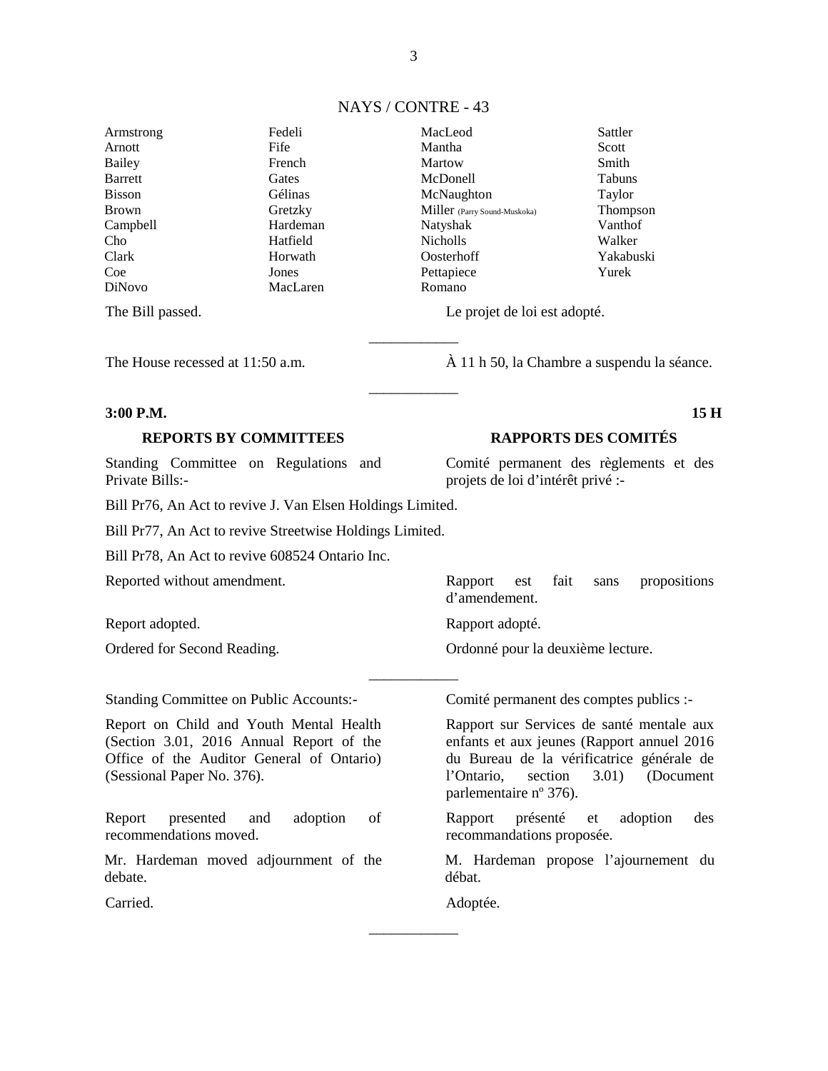NAYS / CONTRE - 43

| | | | |
|---|---|---|---|
| Armstrong | Fedeli | MacLeod | Sattler |
| Arnott | Fife | Mantha | Scott |
| Bailey | French | Martow | Smith |
| Barrett | Gates | McDonell | Tabuns |
| Bisson | Gélinas | McNaughton | Taylor |
| Brown | Gretzky | Miller (Parry Sound-Muskoka) | Thompson |
| Campbell | Hardeman | Natyshak | Vanthof |
| Cho | Hatfield | Nicholls | Walker |
| Clark | Horwath | Oosterhoff | Yakabuski |
| Coe | Jones | Pettapiece | Yurek |
| DiNovo | MacLaren | Romano | |

The Bill passed.

Le projet de loi est adopté.

---

The House recessed at 11:50 a.m.

À 11 h 50, la Chambre a suspendu la séance.

---

**3:00 P.M.** **15 H**

## REPORTS BY COMMITTEES

## RAPPORTS DES COMITÉS

Standing Committee on Regulations and Private Bills:-

Comité permanent des règlements et des projets de loi d'intérêt privé :-

Bill Pr76, An Act to revive J. Van Elsen Holdings Limited.

Bill Pr77, An Act to revive Streetwise Holdings Limited.

Bill Pr78, An Act to revive 608524 Ontario Inc.

Reported without amendment.

Rapport est fait sans propositions d'amendement.

Report adopted.

Rapport adopté.

Ordered for Second Reading.

Ordonné pour la deuxième lecture.

---

Standing Committee on Public Accounts:-

Comité permanent des comptes publics :-

Report on Child and Youth Mental Health (Section 3.01, 2016 Annual Report of the Office of the Auditor General of Ontario) (Sessional Paper No. 376).

Rapport sur Services de santé mentale aux enfants et aux jeunes (Rapport annuel 2016 du Bureau de la vérificatrice générale de l'Ontario, section 3.01) (Document parlementaire nº 376).

Report presented and adoption of recommendations moved.

Rapport présenté et adoption des recommandations proposée.

Mr. Hardeman moved adjournment of the debate.

M. Hardeman propose l'ajournement du débat.

Carried.

Adoptée.

---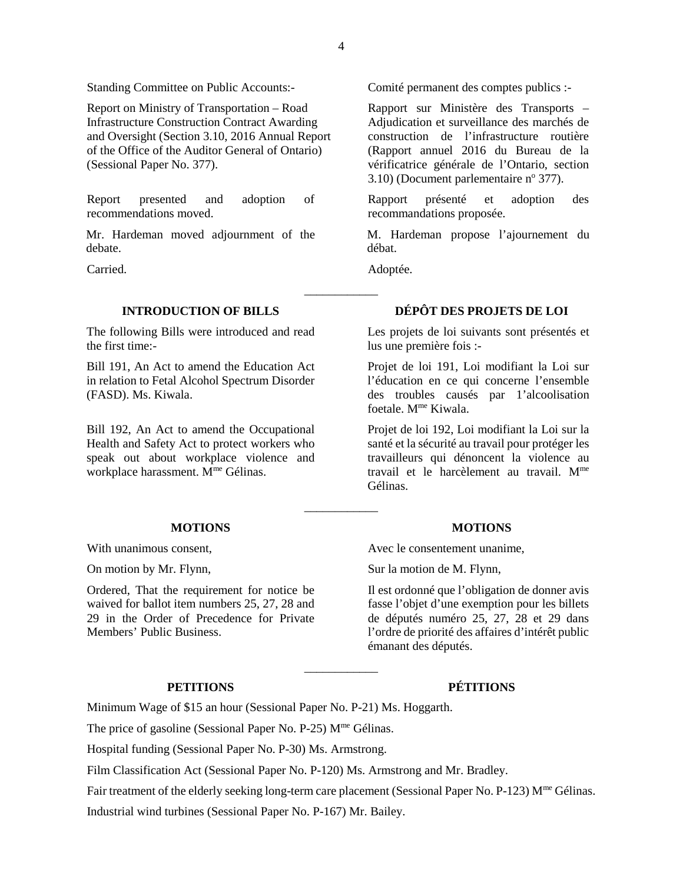Standing Committee on Public Accounts:-

Report on Ministry of Transportation – Road Infrastructure Construction Contract Awarding and Oversight (Section 3.10, 2016 Annual Report of the Office of the Auditor General of Ontario) (Sessional Paper No. 377).

Report presented and adoption of recommendations moved.

Mr. Hardeman moved adjournment of the debate.

Carried.

Comité permanent des comptes publics :-

Rapport sur Ministère des Transports – Adjudication et surveillance des marchés de construction de l'infrastructure routière (Rapport annuel 2016 du Bureau de la vérificatrice générale de l'Ontario, section 3.10) (Document parlementaire n° 377).

Rapport présenté et adoption des recommandations proposée.

M. Hardeman propose l'ajournement du débat.

Adoptée.

---

## INTRODUCTION OF BILLS

The following Bills were introduced and read the first time:-

Bill 191, An Act to amend the Education Act in relation to Fetal Alcohol Spectrum Disorder (FASD). Ms. Kiwala.

Bill 192, An Act to amend the Occupational Health and Safety Act to protect workers who speak out about workplace violence and workplace harassment. Mme Gélinas.

## DÉPÔT DES PROJETS DE LOI

Les projets de loi suivants sont présentés et lus une première fois :-

Projet de loi 191, Loi modifiant la Loi sur l'éducation en ce qui concerne l'ensemble des troubles causés par 1'alcoolisation foetale. Mme Kiwala.

Projet de loi 192, Loi modifiant la Loi sur la santé et la sécurité au travail pour protéger les travailleurs qui dénoncent la violence au travail et le harcèlement au travail. Mme Gélinas.

---

## MOTIONS

With unanimous consent,

On motion by Mr. Flynn,

Ordered, That the requirement for notice be waived for ballot item numbers 25, 27, 28 and 29 in the Order of Precedence for Private Members' Public Business.

## MOTIONS

Avec le consentement unanime,

Sur la motion de M. Flynn,

Il est ordonné que l'obligation de donner avis fasse l'objet d'une exemption pour les billets de députés numéro 25, 27, 28 et 29 dans l'ordre de priorité des affaires d'intérêt public émanant des députés.

---

## PETITIONS / PÉTITIONS

Minimum Wage of $15 an hour (Sessional Paper No. P-21) Ms. Hoggarth.

The price of gasoline (Sessional Paper No. P-25) Mme Gélinas.

Hospital funding (Sessional Paper No. P-30) Ms. Armstrong.

Film Classification Act (Sessional Paper No. P-120) Ms. Armstrong and Mr. Bradley.

Fair treatment of the elderly seeking long-term care placement (Sessional Paper No. P-123) Mme Gélinas.

Industrial wind turbines (Sessional Paper No. P-167) Mr. Bailey.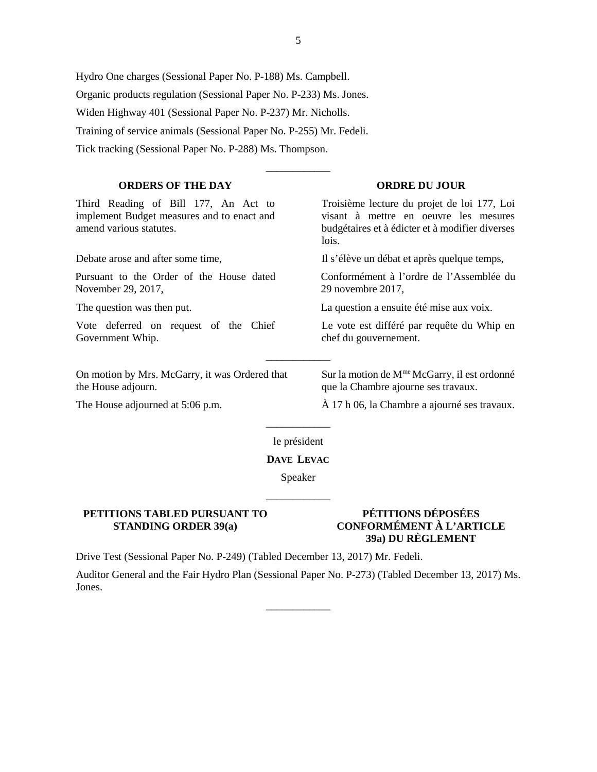Hydro One charges (Sessional Paper No. P-188) Ms. Campbell.

Organic products regulation (Sessional Paper No. P-233) Ms. Jones.

Widen Highway 401 (Sessional Paper No. P-237) Mr. Nicholls.

Training of service animals (Sessional Paper No. P-255) Mr. Fedeli.

Tick tracking (Sessional Paper No. P-288) Ms. Thompson.

___________

## ORDERS OF THE DAY

Third Reading of Bill 177, An Act to implement Budget measures and to enact and amend various statutes.

Debate arose and after some time,

Pursuant to the Order of the House dated November 29, 2017,

The question was then put.

Vote deferred on request of the Chief Government Whip.

## ORDRE DU JOUR

Troisième lecture du projet de loi 177, Loi visant à mettre en oeuvre les mesures budgétaires et à édicter et à modifier diverses lois.

Il s'élève un débat et après quelque temps,

Conformément à l'ordre de l'Assemblée du 29 novembre 2017,

La question a ensuite été mise aux voix.

Le vote est différé par requête du Whip en chef du gouvernement.

___________

On motion by Mrs. McGarry, it was Ordered that the House adjourn.

The House adjourned at 5:06 p.m.

Sur la motion de Mme McGarry, il est ordonné que la Chambre ajourne ses travaux.

À 17 h 06, la Chambre a ajourné ses travaux.

___________

le président

**DAVE LEVAC**

Speaker

___________

## PETITIONS TABLED PURSUANT TO STANDING ORDER 39(a)

## PÉTITIONS DÉPOSÉES CONFORMÉMENT À L'ARTICLE 39a) DU RÈGLEMENT

Drive Test (Sessional Paper No. P-249) (Tabled December 13, 2017) Mr. Fedeli.

Auditor General and the Fair Hydro Plan (Sessional Paper No. P-273) (Tabled December 13, 2017) Ms. Jones.

___________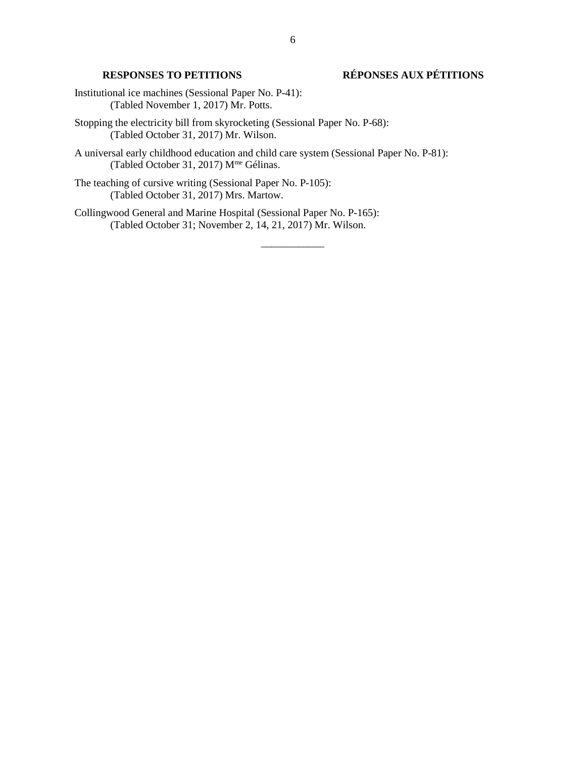## RESPONSES TO PETITIONS — RÉPONSES AUX PÉTITIONS

Institutional ice machines (Sessional Paper No. P-41):
(Tabled November 1, 2017) Mr. Potts.

Stopping the electricity bill from skyrocketing (Sessional Paper No. P-68):
(Tabled October 31, 2017) Mr. Wilson.

A universal early childhood education and child care system (Sessional Paper No. P-81):
(Tabled October 31, 2017) Mme Gélinas.

The teaching of cursive writing (Sessional Paper No. P-105):
(Tabled October 31, 2017) Mrs. Martow.

Collingwood General and Marine Hospital (Sessional Paper No. P-165):
(Tabled October 31; November 2, 14, 21, 2017) Mr. Wilson.

\_\_\_\_\_\_\_\_\_\_\_\_